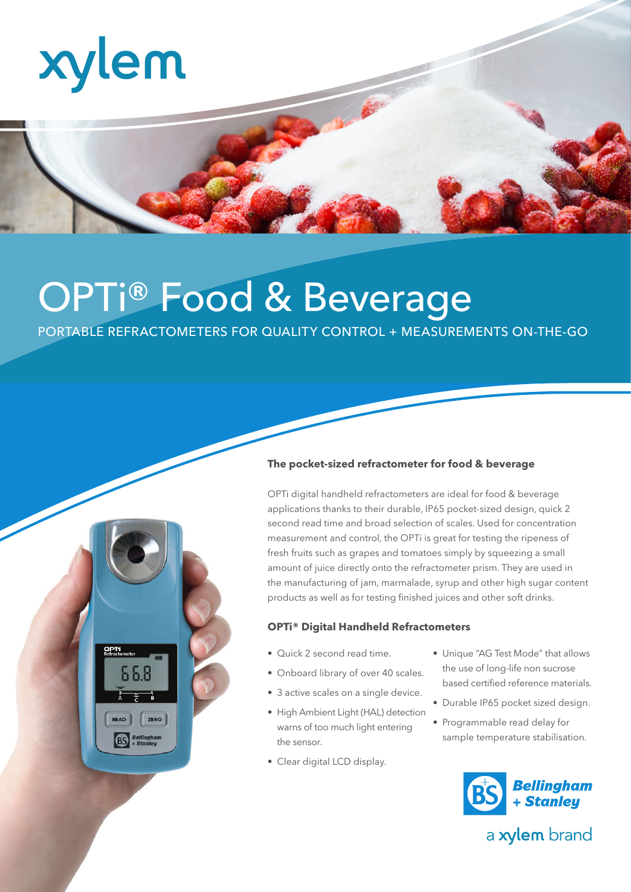# OPTi® Food & Beverage

PORTABLE REFRACTOMETERS FOR QUALITY CONTROL + MEASUREMENTS ON-THE-GO

### The pocket-sized refractometer for food & beverage

OPTi digital handheld refractometers are ideal for food & beverage applications thanks to their durable, IP65 pocket-sized design, quick 2 second read time and broad selection of scales. Used for concentration measurement and control, the OPTi is great for testing the ripeness of fresh fruits such as grapes and tomatoes simply by squeezing a small amount of juice directly onto the refractometer prism. They are used in the manufacturing of jam, marmalade, syrup and other high sugar content products as well as for testing finished juices and other soft drinks.

### OPTi® Digital Handheld Refractometers

- Quick 2 second read time.
- Onboard library of over 40 scales.
- 3 active scales on a single device.
- High Ambient Light (HAL) detection warns of too much light entering the sensor.
- Clear digital LCD display.
- Unique "AG Test Mode" that allows the use of long-life non sucrose based certified reference materials.
- Durable IP65 pocket sized design.
- Programmable read delay for sample temperature stabilisation.

Bellingham + Stanley

a xylem brand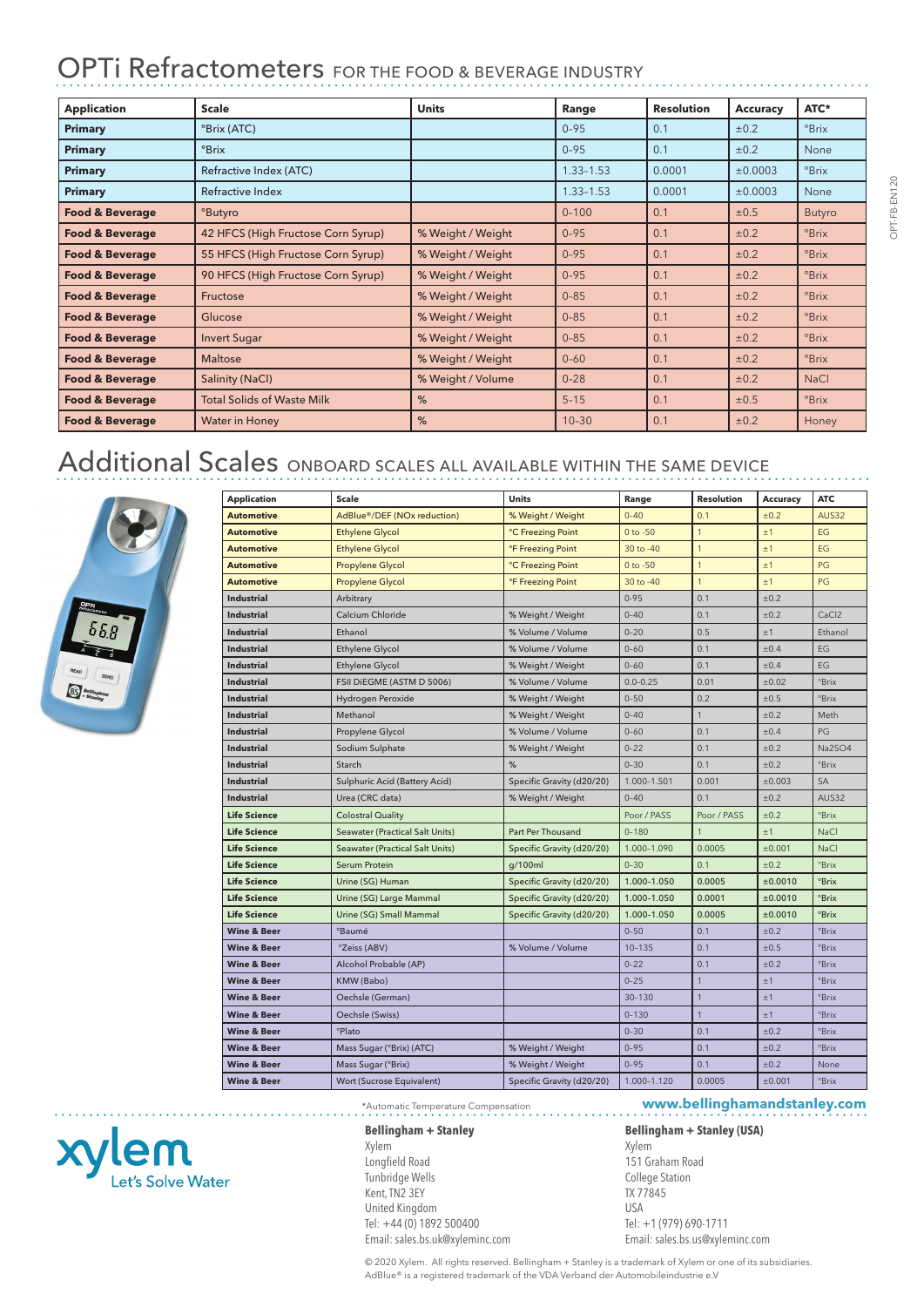# OPTi Refractometers FOR THE FOOD & BEVERAGE INDUSTRY

| Application | Scale | Units | Range | Resolution | Accuracy | ATC* |
|---|---|---|---|---|---|---|
| **Primary** | °Brix (ATC) | | 0–95 | 0.1 | ±0.2 | °Brix |
| **Primary** | °Brix | | 0–95 | 0.1 | ±0.2 | None |
| **Primary** | Refractive Index (ATC) | | 1.33–1.53 | 0.0001 | ±0.0003 | °Brix |
| **Primary** | Refractive Index | | 1.33–1.53 | 0.0001 | ±0.0003 | None |
| **Food & Beverage** | °Butyro | | 0–100 | 0.1 | ±0.5 | Butyro |
| **Food & Beverage** | 42 HFCS (High Fructose Corn Syrup) | % Weight / Weight | 0–95 | 0.1 | ±0.2 | °Brix |
| **Food & Beverage** | 55 HFCS (High Fructose Corn Syrup) | % Weight / Weight | 0–95 | 0.1 | ±0.2 | °Brix |
| **Food & Beverage** | 90 HFCS (High Fructose Corn Syrup) | % Weight / Weight | 0–95 | 0.1 | ±0.2 | °Brix |
| **Food & Beverage** | Fructose | % Weight / Weight | 0–85 | 0.1 | ±0.2 | °Brix |
| **Food & Beverage** | Glucose | % Weight / Weight | 0–85 | 0.1 | ±0.2 | °Brix |
| **Food & Beverage** | Invert Sugar | % Weight / Weight | 0–85 | 0.1 | ±0.2 | °Brix |
| **Food & Beverage** | Maltose | % Weight / Weight | 0–60 | 0.1 | ±0.2 | °Brix |
| **Food & Beverage** | Salinity (NaCl) | % Weight / Volume | 0–28 | 0.1 | ±0.2 | NaCl |
| **Food & Beverage** | Total Solids of Waste Milk | % | 5–15 | 0.1 | ±0.5 | °Brix |
| **Food & Beverage** | Water in Honey | % | 10–30 | 0.1 | ±0.2 | Honey |

# Additional Scales ONBOARD SCALES ALL AVAILABLE WITHIN THE SAME DEVICE

| Application | Scale | Units | Range | Resolution | Accuracy | ATC |
|---|---|---|---|---|---|---|
| **Automotive** | AdBlue®/DEF (NOx reduction) | % Weight / Weight | 0–40 | 0.1 | ±0.2 | AUS32 |
| **Automotive** | Ethylene Glycol | °C Freezing Point | 0 to -50 | 1 | ±1 | EG |
| **Automotive** | Ethylene Glycol | °F Freezing Point | 30 to -40 | 1 | ±1 | EG |
| **Automotive** | Propylene Glycol | °C Freezing Point | 0 to -50 | 1 | ±1 | PG |
| **Automotive** | Propylene Glycol | °F Freezing Point | 30 to -40 | 1 | ±1 | PG |
| **Industrial** | Arbitrary | | 0–95 | 0.1 | ±0.2 | |
| **Industrial** | Calcium Chloride | % Weight / Weight | 0–40 | 0.1 | ±0.2 | CaCl2 |
| **Industrial** | Ethanol | % Volume / Volume | 0–20 | 0.5 | ±1 | Ethanol |
| **Industrial** | Ethylene Glycol | % Volume / Volume | 0–60 | 0.1 | ±0.4 | EG |
| **Industrial** | Ethylene Glycol | % Weight / Weight | 0–60 | 0.1 | ±0.4 | EG |
| **Industrial** | FSII DiEGME (ASTM D 5006) | % Volume / Volume | 0.0–0.25 | 0.01 | ±0.02 | °Brix |
| **Industrial** | Hydrogen Peroxide | % Weight / Weight | 0–50 | 0.2 | ±0.5 | °Brix |
| **Industrial** | Methanol | % Weight / Weight | 0–40 | 1 | ±0.2 | Meth |
| **Industrial** | Propylene Glycol | % Volume / Volume | 0–60 | 0.1 | ±0.4 | PG |
| **Industrial** | Sodium Sulphate | % Weight / Weight | 0–22 | 0.1 | ±0.2 | Na2SO4 |
| **Industrial** | Starch | % | 0–30 | 0.1 | ±0.2 | °Brix |
| **Industrial** | Sulphuric Acid (Battery Acid) | Specific Gravity (d20/20) | 1.000–1.501 | 0.001 | ±0.003 | SA |
| **Industrial** | Urea (CRC data) | % Weight / Weight | 0–40 | 0.1 | ±0.2 | AUS32 |
| **Life Science** | Colostral Quality | | Poor / PASS | Poor / PASS | ±0.2 | °Brix |
| **Life Science** | Seawater (Practical Salt Units) | Part Per Thousand | 0–180 | 1 | ±1 | NaCl |
| **Life Science** | Seawater (Practical Salt Units) | Specific Gravity (d20/20) | 1.000–1.090 | 0.0005 | ±0.001 | NaCl |
| **Life Science** | Serum Protein | g/100ml | 0–30 | 0.1 | ±0.2 | °Brix |
| **Life Science** | Urine (SG) Human | Specific Gravity (d20/20) | 1.000–1.050 | 0.0005 | ±0.0010 | °Brix |
| **Life Science** | Urine (SG) Large Mammal | Specific Gravity (d20/20) | 1.000–1.050 | 0.0001 | ±0.0010 | °Brix |
| **Life Science** | Urine (SG) Small Mammal | Specific Gravity (d20/20) | 1.000–1.050 | 0.0005 | ±0.0010 | °Brix |
| **Wine & Beer** | °Baumé | | 0–50 | 0.1 | ±0.2 | °Brix |
| **Wine & Beer** | °Zeiss (ABV) | % Volume / Volume | 10–135 | 0.1 | ±0.5 | °Brix |
| **Wine & Beer** | Alcohol Probable (AP) | | 0–22 | 0.1 | ±0.2 | °Brix |
| **Wine & Beer** | KMW (Babo) | | 0–25 | 1 | ±1 | °Brix |
| **Wine & Beer** | Oechsle (German) | | 30–130 | 1 | ±1 | °Brix |
| **Wine & Beer** | Oechsle (Swiss) | | 0–130 | 1 | ±1 | °Brix |
| **Wine & Beer** | °Plato | | 0–30 | 0.1 | ±0.2 | °Brix |
| **Wine & Beer** | Mass Sugar (°Brix) (ATC) | % Weight / Weight | 0–95 | 0.1 | ±0.2 | °Brix |
| **Wine & Beer** | Mass Sugar (°Brix) | % Weight / Weight | 0–95 | 0.1 | ±0.2 | None |
| **Wine & Beer** | Wort (Sucrose Equivalent) | Specific Gravity (d20/20) | 1.000–1.120 | 0.0005 | ±0.001 | °Brix |

*Automatic Temperature Compensation

www.bellinghamandstanley.com

xylem
Let's Solve Water

**Bellingham + Stanley**
Xylem
Longfield Road
Tunbridge Wells
Kent, TN2 3EY
United Kingdom
Tel: +44 (0) 1892 500400
Email: sales.bs.uk@xyleminc.com

**Bellingham + Stanley (USA)**
Xylem
151 Graham Road
College Station
TX 77845
USA
Tel: +1 (979) 690-1711
Email: sales.bs.us@xyleminc.com

© 2020 Xylem. All rights reserved. Bellingham + Stanley is a trademark of Xylem or one of its subsidiaries.
AdBlue® is a registered trademark of the VDA Verband der Automobileindustrie e.V

OPT-FB-EN120